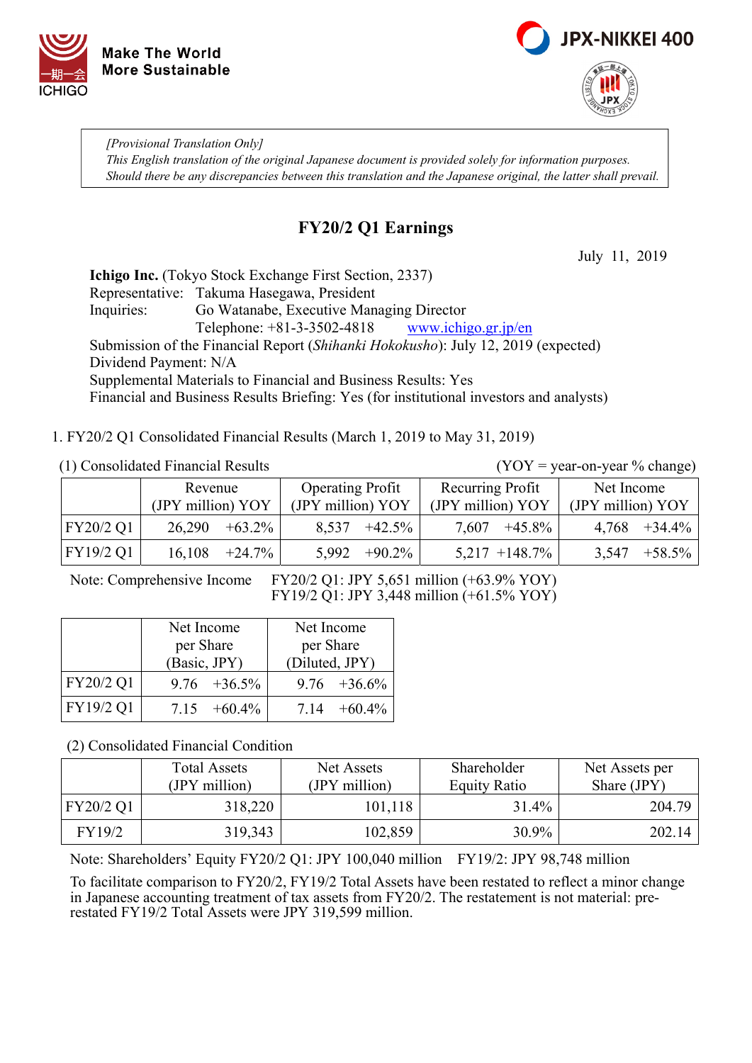Make The World
More Sustainable

*[Provisional Translation Only]*
*This English translation of the original Japanese document is provided solely for information purposes.*
*Should there be any discrepancies between this translation and the Japanese original, the latter shall prevail.*

# FY20/2 Q1 Earnings

July 11, 2019

**Ichigo Inc.** (Tokyo Stock Exchange First Section, 2337)
Representative: Takuma Hasegawa, President
Inquiries: Go Watanabe, Executive Managing Director
Telephone: +81-3-3502-4818 www.ichigo.gr.jp/en
Submission of the Financial Report (*Shihanki Hokokusho*): July 12, 2019 (expected)
Dividend Payment: N/A
Supplemental Materials to Financial and Business Results: Yes
Financial and Business Results Briefing: Yes (for institutional investors and analysts)

1. FY20/2 Q1 Consolidated Financial Results (March 1, 2019 to May 31, 2019)

(1) Consolidated Financial Results (YOY = year-on-year % change)

| | Revenue (JPY million) | YOY | Operating Profit (JPY million) | YOY | Recurring Profit (JPY million) | YOY | Net Income (JPY million) | YOY |
|---|---|---|---|---|---|---|---|---|
| FY20/2 Q1 | 26,290 | +63.2% | 8,537 | +42.5% | 7,607 | +45.8% | 4,768 | +34.4% |
| FY19/2 Q1 | 16,108 | +24.7% | 5,992 | +90.2% | 5,217 | +148.7% | 3,547 | +58.5% |

Note: Comprehensive Income FY20/2 Q1: JPY 5,651 million (+63.9% YOY)
FY19/2 Q1: JPY 3,448 million (+61.5% YOY)

| | Net Income per Share (Basic, JPY) | | Net Income per Share (Diluted, JPY) | |
|---|---|---|---|---|
| FY20/2 Q1 | 9.76 | +36.5% | 9.76 | +36.6% |
| FY19/2 Q1 | 7.15 | +60.4% | 7.14 | +60.4% |

(2) Consolidated Financial Condition

| | Total Assets (JPY million) | Net Assets (JPY million) | Shareholder Equity Ratio | Net Assets per Share (JPY) |
|---|---|---|---|---|
| FY20/2 Q1 | 318,220 | 101,118 | 31.4% | 204.79 |
| FY19/2 | 319,343 | 102,859 | 30.9% | 202.14 |

Note: Shareholders' Equity FY20/2 Q1: JPY 100,040 million FY19/2: JPY 98,748 million

To facilitate comparison to FY20/2, FY19/2 Total Assets have been restated to reflect a minor change in Japanese accounting treatment of tax assets from FY20/2. The restatement is not material: pre-restated FY19/2 Total Assets were JPY 319,599 million.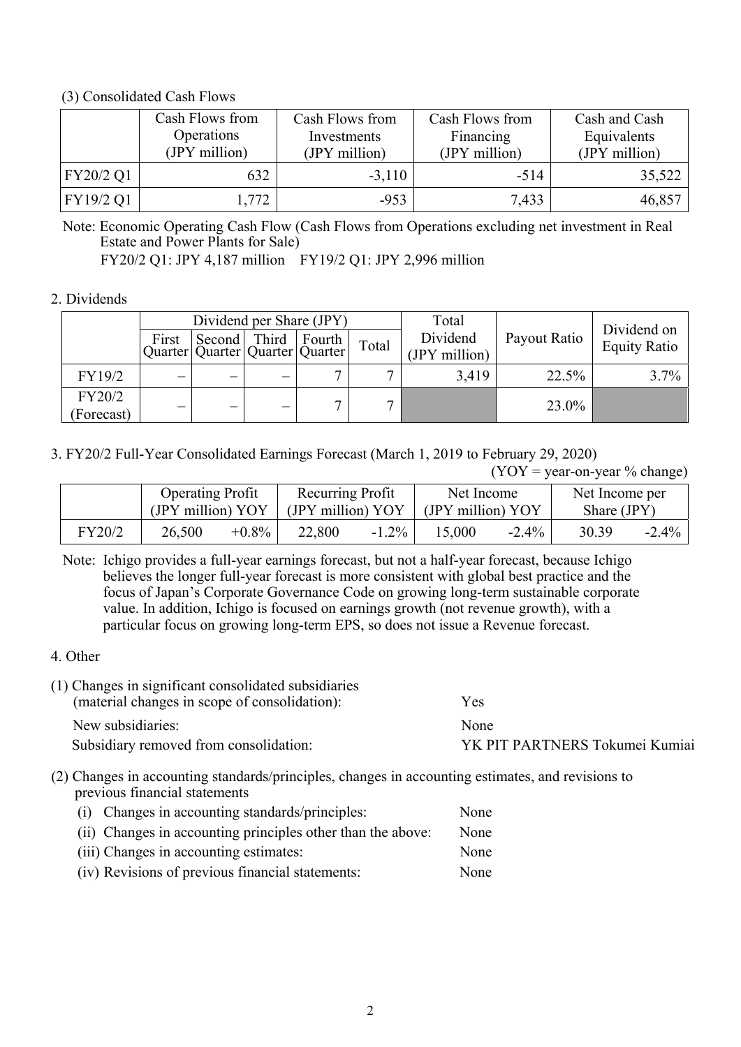(3) Consolidated Cash Flows

| | Cash Flows from Operations (JPY million) | Cash Flows from Investments (JPY million) | Cash Flows from Financing (JPY million) | Cash and Cash Equivalents (JPY million) |
|---|---|---|---|---|
| FY20/2 Q1 | 632 | -3,110 | -514 | 35,522 |
| FY19/2 Q1 | 1,772 | -953 | 7,433 | 46,857 |

Note: Economic Operating Cash Flow (Cash Flows from Operations excluding net investment in Real Estate and Power Plants for Sale)
FY20/2 Q1: JPY 4,187 million FY19/2 Q1: JPY 2,996 million

2. Dividends

| | Dividend per Share (JPY) | | | | | Total Dividend (JPY million) | Payout Ratio | Dividend on Equity Ratio |
|---|---|---|---|---|---|---|---|---|
| | First Quarter | Second Quarter | Third Quarter | Fourth Quarter | Total | | | |
| FY19/2 | – | – | – | 7 | 7 | 3,419 | 22.5% | 3.7% |
| FY20/2 (Forecast) | – | – | – | 7 | 7 | | 23.0% | |

3. FY20/2 Full-Year Consolidated Earnings Forecast (March 1, 2019 to February 29, 2020)

(YOY = year-on-year % change)

| | Operating Profit (JPY million) | YOY | Recurring Profit (JPY million) | YOY | Net Income (JPY million) | YOY | Net Income per Share (JPY) | |
|---|---|---|---|---|---|---|---|---|
| FY20/2 | 26,500 | +0.8% | 22,800 | -1.2% | 15,000 | -2.4% | 30.39 | -2.4% |

Note: Ichigo provides a full-year earnings forecast, but not a half-year forecast, because Ichigo believes the longer full-year forecast is more consistent with global best practice and the focus of Japan's Corporate Governance Code on growing long-term sustainable corporate value. In addition, Ichigo is focused on earnings growth (not revenue growth), with a particular focus on growing long-term EPS, so does not issue a Revenue forecast.

4. Other

(1) Changes in significant consolidated subsidiaries (material changes in scope of consolidation): Yes

New subsidiaries: None

Subsidiary removed from consolidation: YK PIT PARTNERS Tokumei Kumiai

(2) Changes in accounting standards/principles, changes in accounting estimates, and revisions to previous financial statements

(i) Changes in accounting standards/principles: None

(ii) Changes in accounting principles other than the above: None

(iii) Changes in accounting estimates: None

(iv) Revisions of previous financial statements: None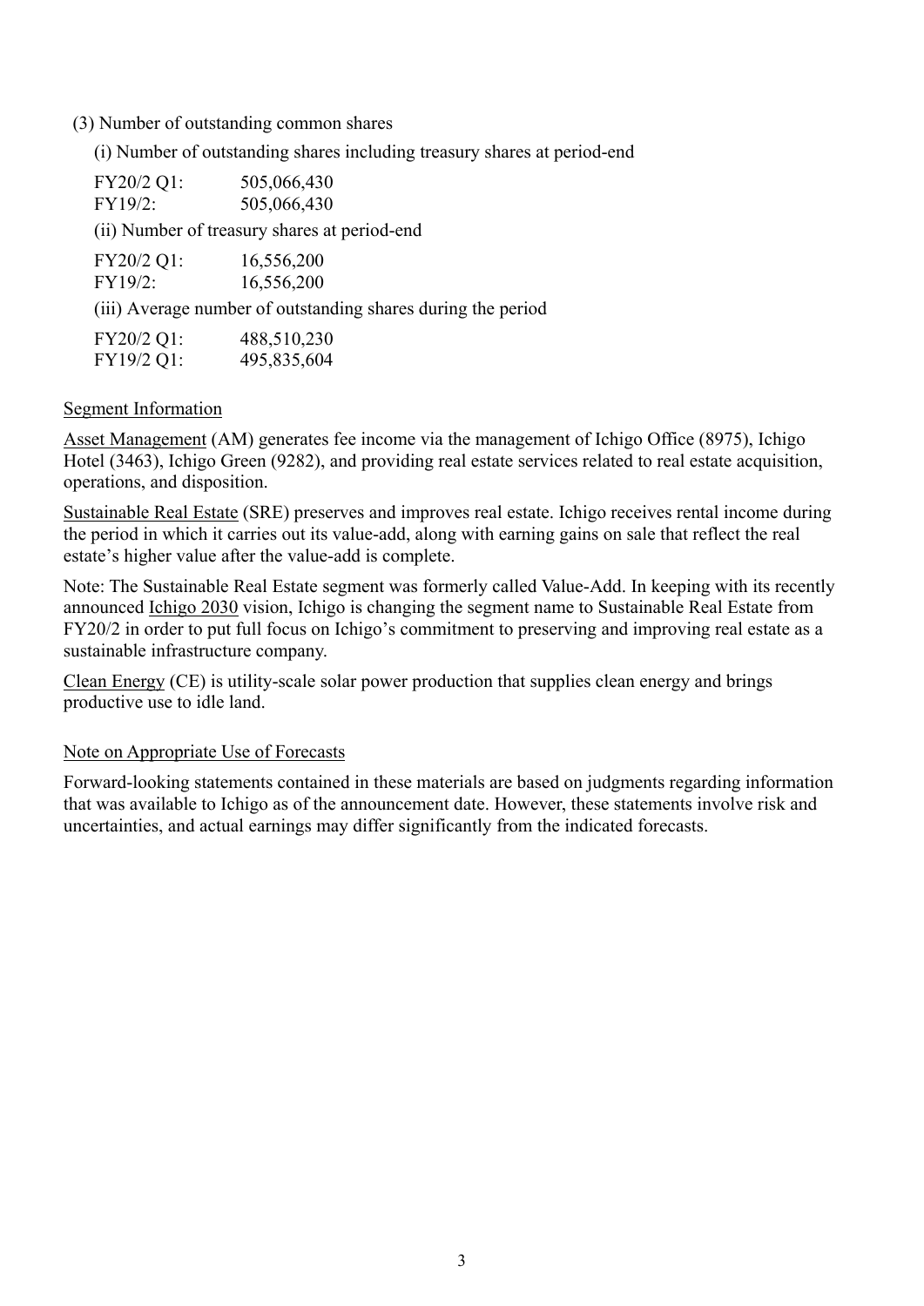(3) Number of outstanding common shares

(i) Number of outstanding shares including treasury shares at period-end

| | |
|---|---|
| FY20/2 Q1: | 505,066,430 |
| FY19/2: | 505,066,430 |

(ii) Number of treasury shares at period-end

| | |
|---|---|
| FY20/2 Q1: | 16,556,200 |
| FY19/2: | 16,556,200 |

(iii) Average number of outstanding shares during the period

| | |
|---|---|
| FY20/2 Q1: | 488,510,230 |
| FY19/2 Q1: | 495,835,604 |

Segment Information

Asset Management (AM) generates fee income via the management of Ichigo Office (8975), Ichigo Hotel (3463), Ichigo Green (9282), and providing real estate services related to real estate acquisition, operations, and disposition.

Sustainable Real Estate (SRE) preserves and improves real estate. Ichigo receives rental income during the period in which it carries out its value-add, along with earning gains on sale that reflect the real estate's higher value after the value-add is complete.

Note: The Sustainable Real Estate segment was formerly called Value-Add. In keeping with its recently announced Ichigo 2030 vision, Ichigo is changing the segment name to Sustainable Real Estate from FY20/2 in order to put full focus on Ichigo's commitment to preserving and improving real estate as a sustainable infrastructure company.

Clean Energy (CE) is utility-scale solar power production that supplies clean energy and brings productive use to idle land.

Note on Appropriate Use of Forecasts

Forward-looking statements contained in these materials are based on judgments regarding information that was available to Ichigo as of the announcement date. However, these statements involve risk and uncertainties, and actual earnings may differ significantly from the indicated forecasts.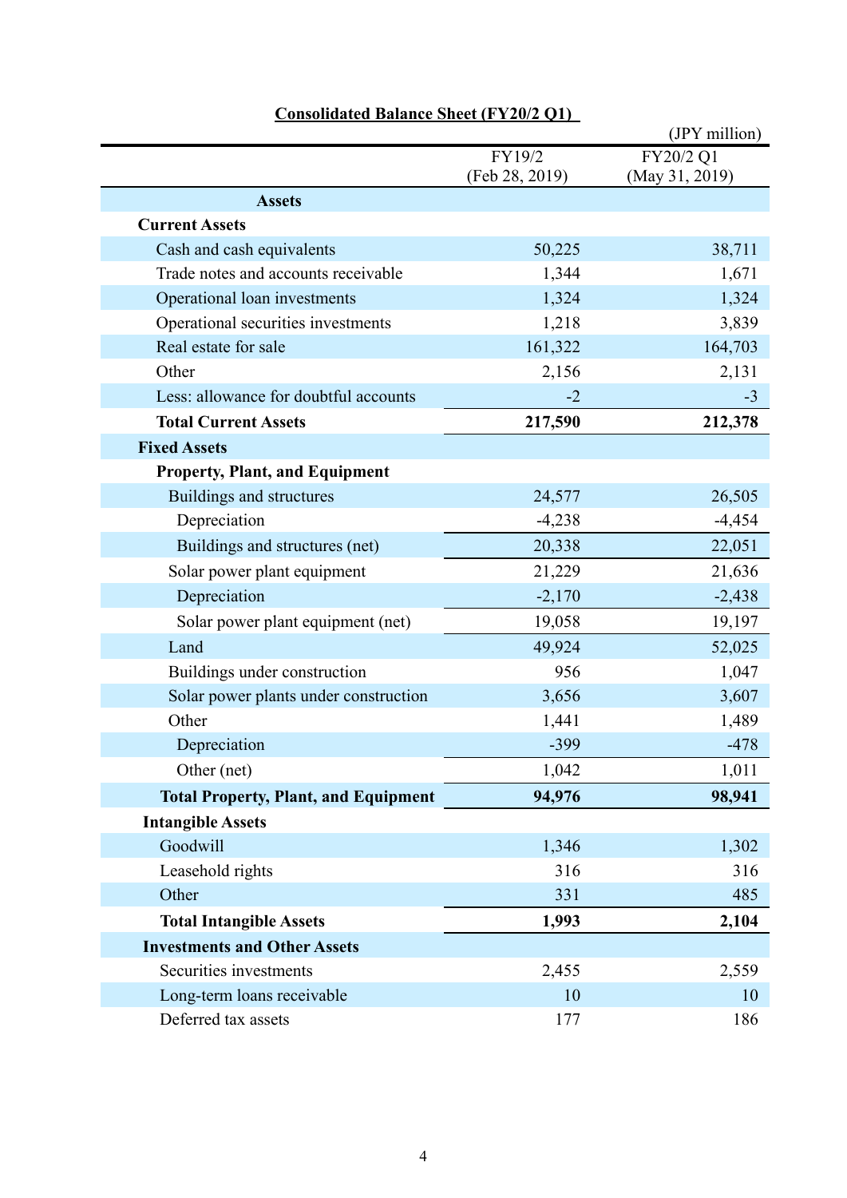**Consolidated Balance Sheet (FY20/2 Q1)**

(JPY million)

| | FY19/2 (Feb 28, 2019) | FY20/2 Q1 (May 31, 2019) |
|---|---|---|
| **Assets** | | |
| **Current Assets** | | |
| Cash and cash equivalents | 50,225 | 38,711 |
| Trade notes and accounts receivable | 1,344 | 1,671 |
| Operational loan investments | 1,324 | 1,324 |
| Operational securities investments | 1,218 | 3,839 |
| Real estate for sale | 161,322 | 164,703 |
| Other | 2,156 | 2,131 |
| Less: allowance for doubtful accounts | -2 | -3 |
| **Total Current Assets** | **217,590** | **212,378** |
| **Fixed Assets** | | |
| **Property, Plant, and Equipment** | | |
| Buildings and structures | 24,577 | 26,505 |
| Depreciation | -4,238 | -4,454 |
| Buildings and structures (net) | 20,338 | 22,051 |
| Solar power plant equipment | 21,229 | 21,636 |
| Depreciation | -2,170 | -2,438 |
| Solar power plant equipment (net) | 19,058 | 19,197 |
| Land | 49,924 | 52,025 |
| Buildings under construction | 956 | 1,047 |
| Solar power plants under construction | 3,656 | 3,607 |
| Other | 1,441 | 1,489 |
| Depreciation | -399 | -478 |
| Other (net) | 1,042 | 1,011 |
| **Total Property, Plant, and Equipment** | **94,976** | **98,941** |
| **Intangible Assets** | | |
| Goodwill | 1,346 | 1,302 |
| Leasehold rights | 316 | 316 |
| Other | 331 | 485 |
| **Total Intangible Assets** | **1,993** | **2,104** |
| **Investments and Other Assets** | | |
| Securities investments | 2,455 | 2,559 |
| Long-term loans receivable | 10 | 10 |
| Deferred tax assets | 177 | 186 |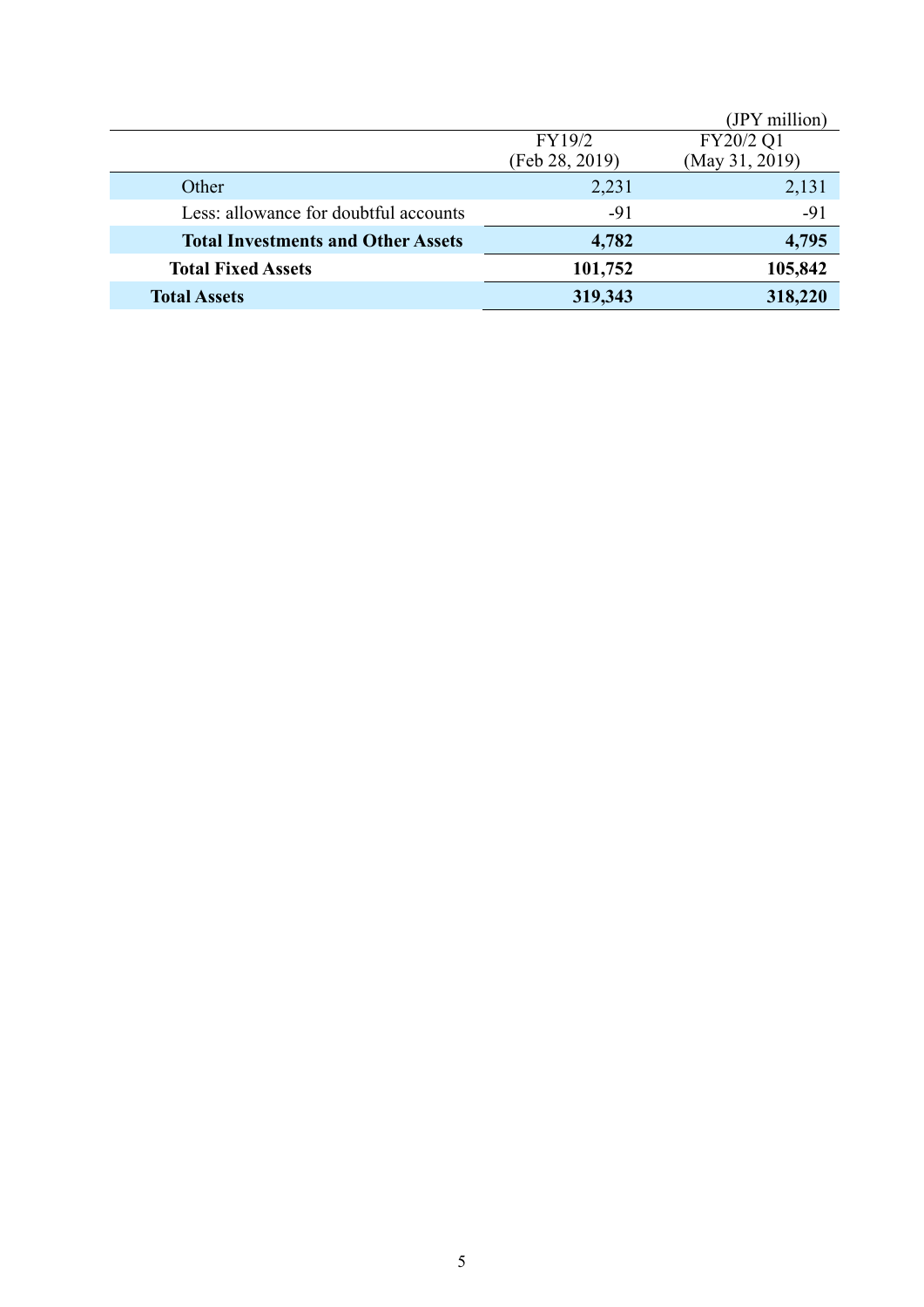(JPY million)

| | FY19/2 (Feb 28, 2019) | FY20/2 Q1 (May 31, 2019) |
|---|---|---|
| Other | 2,231 | 2,131 |
| Less: allowance for doubtful accounts | -91 | -91 |
| **Total Investments and Other Assets** | **4,782** | **4,795** |
| **Total Fixed Assets** | **101,752** | **105,842** |
| **Total Assets** | **319,343** | **318,220** |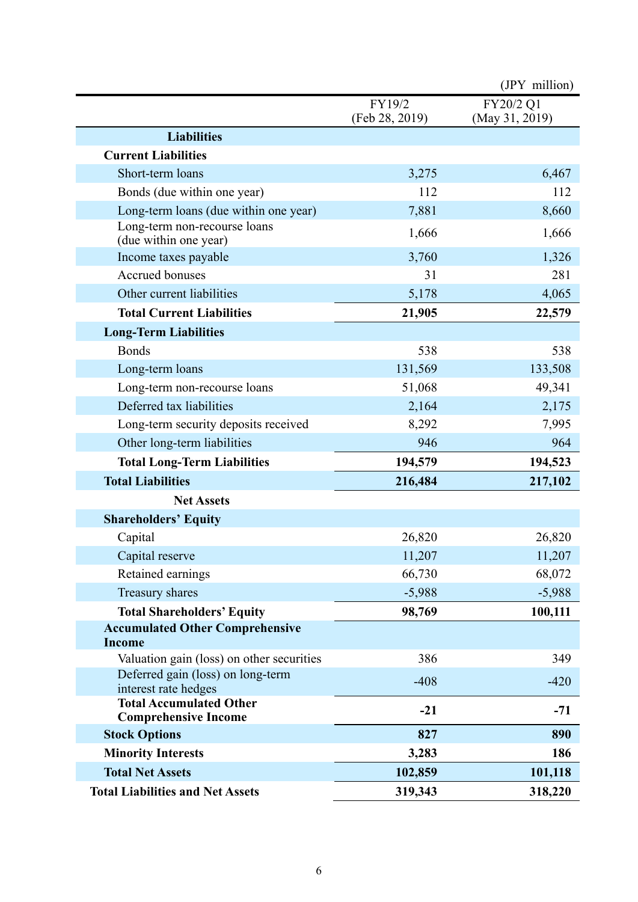(JPY million)

| | FY19/2 (Feb 28, 2019) | FY20/2 Q1 (May 31, 2019) |
|---|---|---|
| **Liabilities** | | |
| **Current Liabilities** | | |
| Short-term loans | 3,275 | 6,467 |
| Bonds (due within one year) | 112 | 112 |
| Long-term loans (due within one year) | 7,881 | 8,660 |
| Long-term non-recourse loans (due within one year) | 1,666 | 1,666 |
| Income taxes payable | 3,760 | 1,326 |
| Accrued bonuses | 31 | 281 |
| Other current liabilities | 5,178 | 4,065 |
| **Total Current Liabilities** | **21,905** | **22,579** |
| **Long-Term Liabilities** | | |
| Bonds | 538 | 538 |
| Long-term loans | 131,569 | 133,508 |
| Long-term non-recourse loans | 51,068 | 49,341 |
| Deferred tax liabilities | 2,164 | 2,175 |
| Long-term security deposits received | 8,292 | 7,995 |
| Other long-term liabilities | 946 | 964 |
| **Total Long-Term Liabilities** | **194,579** | **194,523** |
| **Total Liabilities** | **216,484** | **217,102** |
| **Net Assets** | | |
| **Shareholders' Equity** | | |
| Capital | 26,820 | 26,820 |
| Capital reserve | 11,207 | 11,207 |
| Retained earnings | 66,730 | 68,072 |
| Treasury shares | -5,988 | -5,988 |
| **Total Shareholders' Equity** | **98,769** | **100,111** |
| **Accumulated Other Comprehensive Income** | | |
| Valuation gain (loss) on other securities | 386 | 349 |
| Deferred gain (loss) on long-term interest rate hedges | -408 | -420 |
| **Total Accumulated Other Comprehensive Income** | **-21** | **-71** |
| **Stock Options** | **827** | **890** |
| **Minority Interests** | **3,283** | **186** |
| **Total Net Assets** | **102,859** | **101,118** |
| **Total Liabilities and Net Assets** | **319,343** | **318,220** |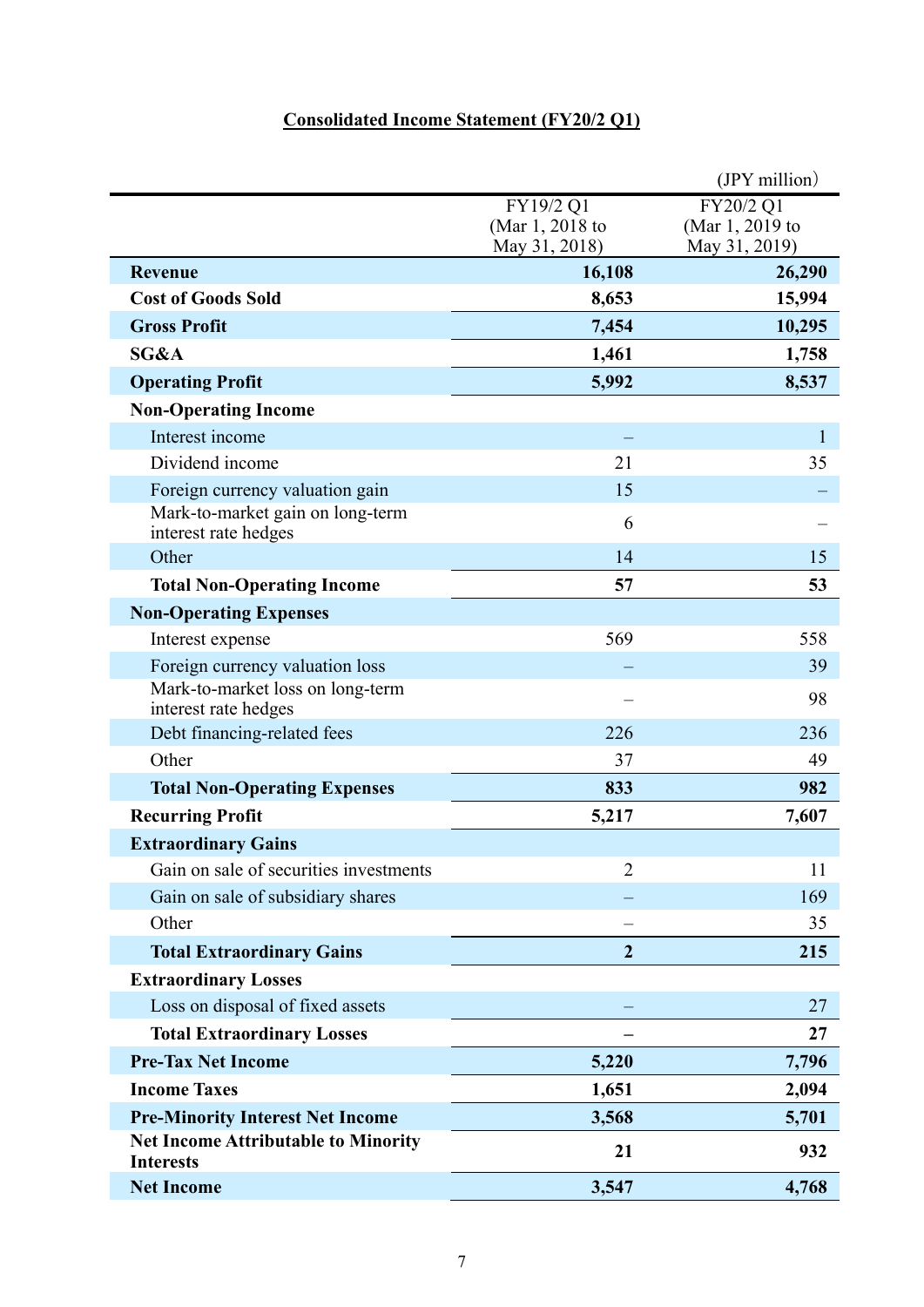**Consolidated Income Statement (FY20/2 Q1)**

(JPY million)

| | FY19/2 Q1 (Mar 1, 2018 to May 31, 2018) | FY20/2 Q1 (Mar 1, 2019 to May 31, 2019) |
|---|---|---|
| **Revenue** | **16,108** | **26,290** |
| **Cost of Goods Sold** | **8,653** | **15,994** |
| **Gross Profit** | **7,454** | **10,295** |
| **SG&A** | **1,461** | **1,758** |
| **Operating Profit** | **5,992** | **8,537** |
| **Non-Operating Income** | | |
| Interest income | – | 1 |
| Dividend income | 21 | 35 |
| Foreign currency valuation gain | 15 | – |
| Mark-to-market gain on long-term interest rate hedges | 6 | – |
| Other | 14 | 15 |
| **Total Non-Operating Income** | **57** | **53** |
| **Non-Operating Expenses** | | |
| Interest expense | 569 | 558 |
| Foreign currency valuation loss | – | 39 |
| Mark-to-market loss on long-term interest rate hedges | – | 98 |
| Debt financing-related fees | 226 | 236 |
| Other | 37 | 49 |
| **Total Non-Operating Expenses** | **833** | **982** |
| **Recurring Profit** | **5,217** | **7,607** |
| **Extraordinary Gains** | | |
| Gain on sale of securities investments | 2 | 11 |
| Gain on sale of subsidiary shares | – | 169 |
| Other | – | 35 |
| **Total Extraordinary Gains** | **2** | **215** |
| **Extraordinary Losses** | | |
| Loss on disposal of fixed assets | – | 27 |
| **Total Extraordinary Losses** | **–** | **27** |
| **Pre-Tax Net Income** | **5,220** | **7,796** |
| **Income Taxes** | **1,651** | **2,094** |
| **Pre-Minority Interest Net Income** | **3,568** | **5,701** |
| **Net Income Attributable to Minority Interests** | **21** | **932** |
| **Net Income** | **3,547** | **4,768** |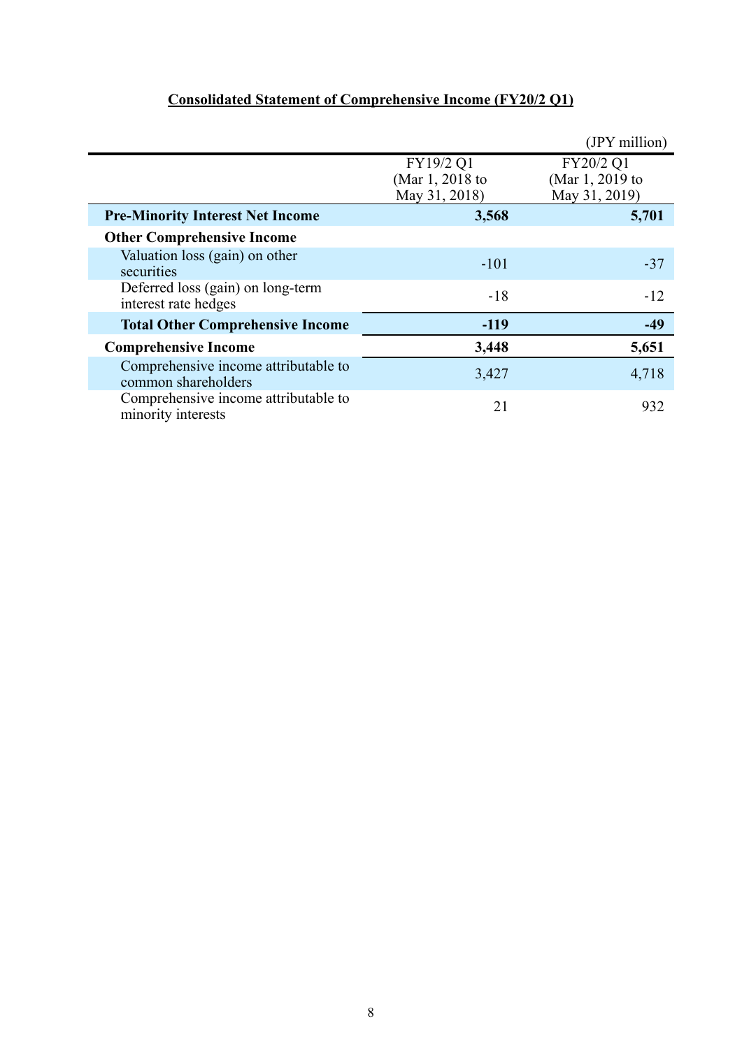## Consolidated Statement of Comprehensive Income (FY20/2 Q1)

(JPY million)

| | FY19/2 Q1 (Mar 1, 2018 to May 31, 2018) | FY20/2 Q1 (Mar 1, 2019 to May 31, 2019) |
|---|---|---|
| **Pre-Minority Interest Net Income** | **3,568** | **5,701** |
| **Other Comprehensive Income** | | |
| Valuation loss (gain) on other securities | -101 | -37 |
| Deferred loss (gain) on long-term interest rate hedges | -18 | -12 |
| **Total Other Comprehensive Income** | **-119** | **-49** |
| **Comprehensive Income** | **3,448** | **5,651** |
| Comprehensive income attributable to common shareholders | 3,427 | 4,718 |
| Comprehensive income attributable to minority interests | 21 | 932 |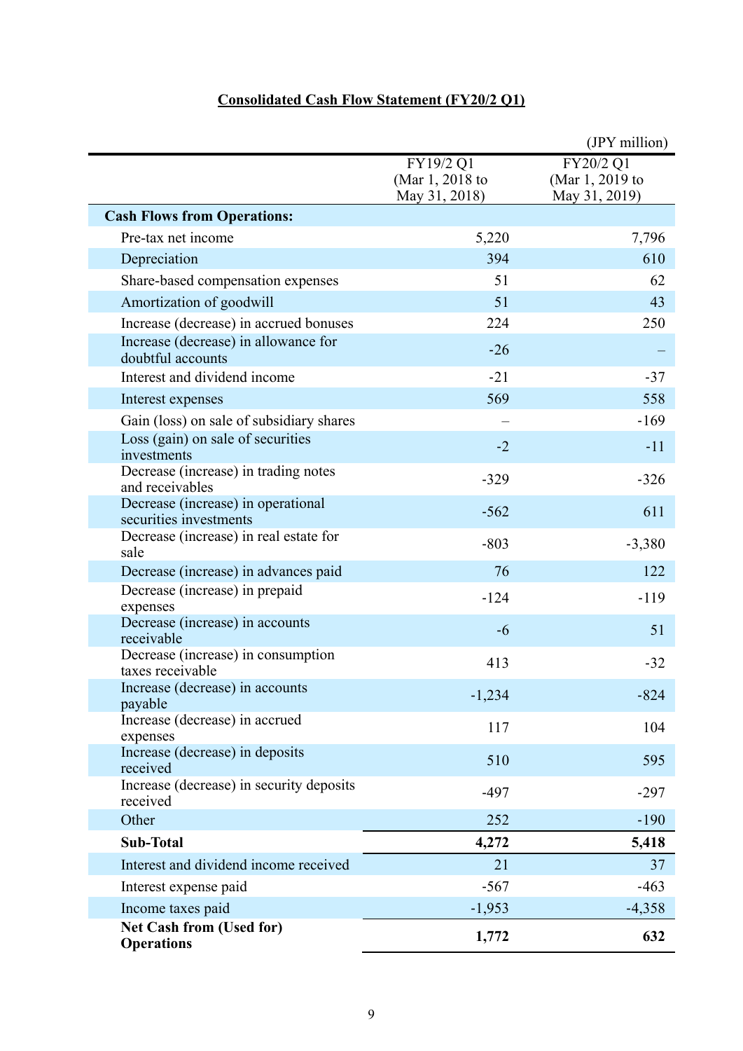## Consolidated Cash Flow Statement (FY20/2 Q1)

(JPY million)

| | FY19/2 Q1 (Mar 1, 2018 to May 31, 2018) | FY20/2 Q1 (Mar 1, 2019 to May 31, 2019) |
|---|---|---|
| **Cash Flows from Operations:** | | |
| Pre-tax net income | 5,220 | 7,796 |
| Depreciation | 394 | 610 |
| Share-based compensation expenses | 51 | 62 |
| Amortization of goodwill | 51 | 43 |
| Increase (decrease) in accrued bonuses | 224 | 250 |
| Increase (decrease) in allowance for doubtful accounts | -26 | – |
| Interest and dividend income | -21 | -37 |
| Interest expenses | 569 | 558 |
| Gain (loss) on sale of subsidiary shares | – | -169 |
| Loss (gain) on sale of securities investments | -2 | -11 |
| Decrease (increase) in trading notes and receivables | -329 | -326 |
| Decrease (increase) in operational securities investments | -562 | 611 |
| Decrease (increase) in real estate for sale | -803 | -3,380 |
| Decrease (increase) in advances paid | 76 | 122 |
| Decrease (increase) in prepaid expenses | -124 | -119 |
| Decrease (increase) in accounts receivable | -6 | 51 |
| Decrease (increase) in consumption taxes receivable | 413 | -32 |
| Increase (decrease) in accounts payable | -1,234 | -824 |
| Increase (decrease) in accrued expenses | 117 | 104 |
| Increase (decrease) in deposits received | 510 | 595 |
| Increase (decrease) in security deposits received | -497 | -297 |
| Other | 252 | -190 |
| **Sub-Total** | **4,272** | **5,418** |
| Interest and dividend income received | 21 | 37 |
| Interest expense paid | -567 | -463 |
| Income taxes paid | -1,953 | -4,358 |
| **Net Cash from (Used for) Operations** | **1,772** | **632** |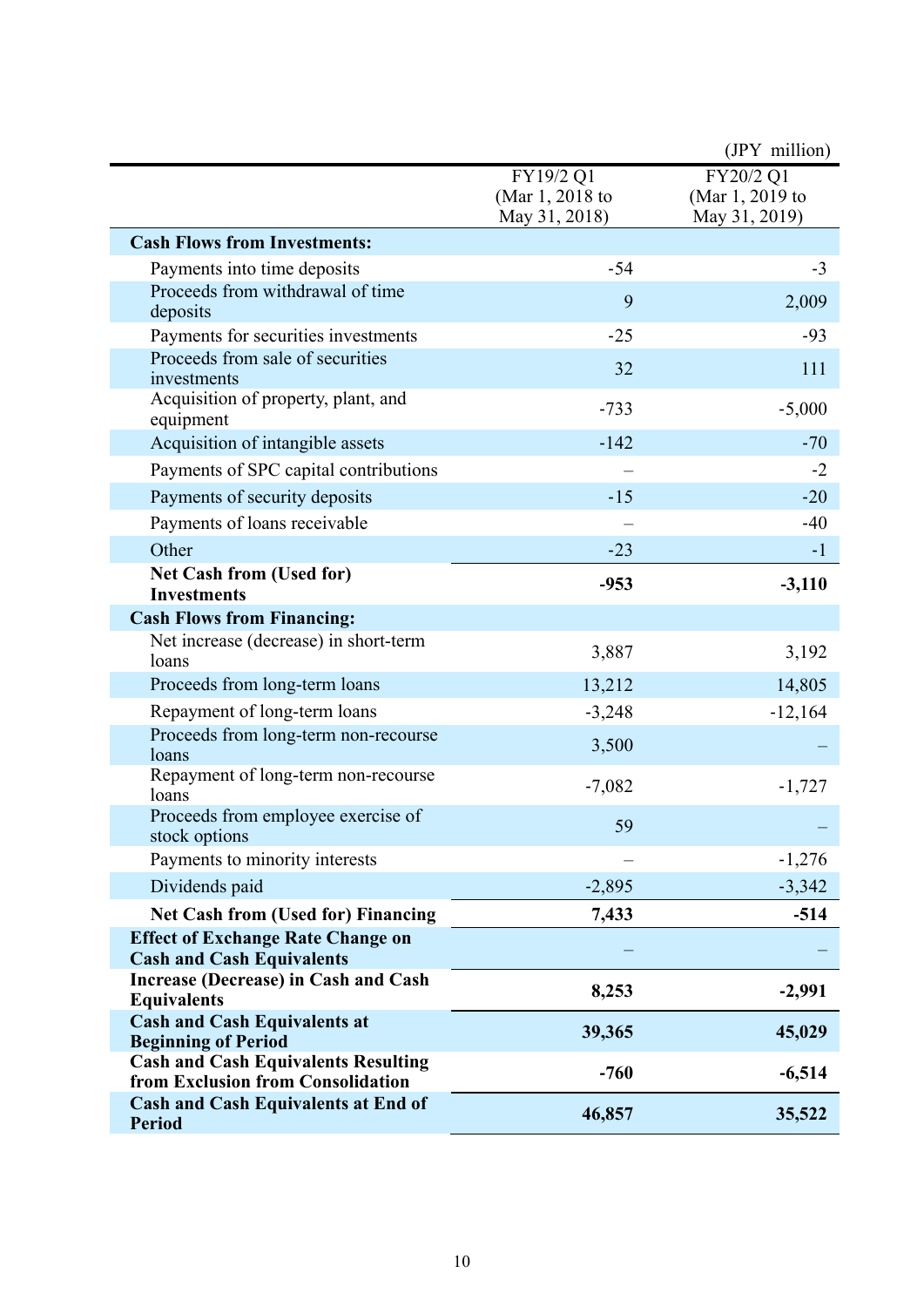(JPY million)

| | FY19/2 Q1 (Mar 1, 2018 to May 31, 2018) | FY20/2 Q1 (Mar 1, 2019 to May 31, 2019) |
|---|---|---|
| **Cash Flows from Investments:** | | |
| Payments into time deposits | -54 | -3 |
| Proceeds from withdrawal of time deposits | 9 | 2,009 |
| Payments for securities investments | -25 | -93 |
| Proceeds from sale of securities investments | 32 | 111 |
| Acquisition of property, plant, and equipment | -733 | -5,000 |
| Acquisition of intangible assets | -142 | -70 |
| Payments of SPC capital contributions | – | -2 |
| Payments of security deposits | -15 | -20 |
| Payments of loans receivable | – | -40 |
| Other | -23 | -1 |
| **Net Cash from (Used for) Investments** | **-953** | **-3,110** |
| **Cash Flows from Financing:** | | |
| Net increase (decrease) in short-term loans | 3,887 | 3,192 |
| Proceeds from long-term loans | 13,212 | 14,805 |
| Repayment of long-term loans | -3,248 | -12,164 |
| Proceeds from long-term non-recourse loans | 3,500 | – |
| Repayment of long-term non-recourse loans | -7,082 | -1,727 |
| Proceeds from employee exercise of stock options | 59 | – |
| Payments to minority interests | – | -1,276 |
| Dividends paid | -2,895 | -3,342 |
| **Net Cash from (Used for) Financing** | **7,433** | **-514** |
| **Effect of Exchange Rate Change on Cash and Cash Equivalents** | – | – |
| **Increase (Decrease) in Cash and Cash Equivalents** | **8,253** | **-2,991** |
| **Cash and Cash Equivalents at Beginning of Period** | **39,365** | **45,029** |
| **Cash and Cash Equivalents Resulting from Exclusion from Consolidation** | **-760** | **-6,514** |
| **Cash and Cash Equivalents at End of Period** | **46,857** | **35,522** |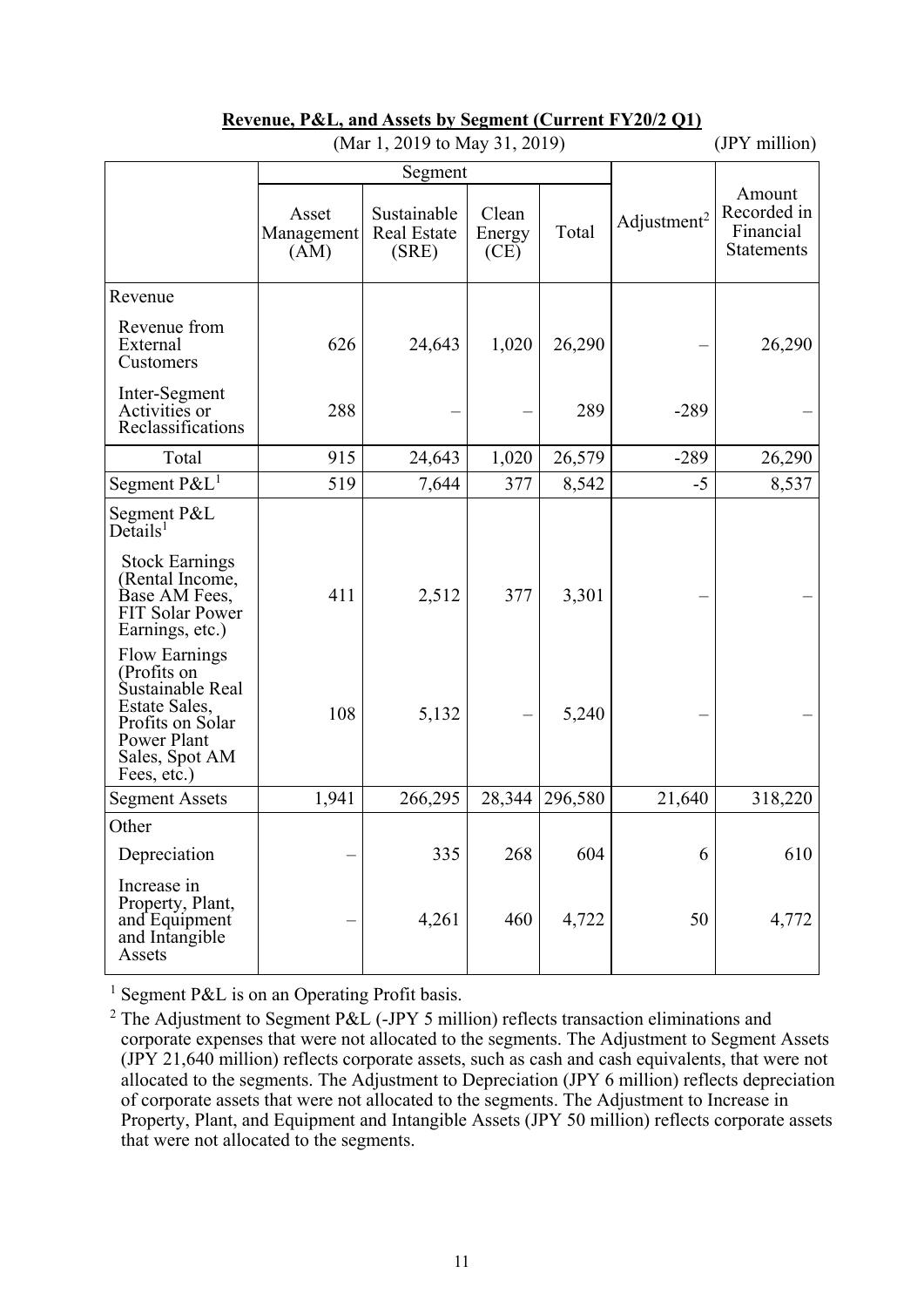**Revenue, P&L, and Assets by Segment (Current FY20/2 Q1)**

(Mar 1, 2019 to May 31, 2019) (JPY million)

| | Segment | | | | Adjustment[2] | Amount Recorded in Financial Statements |
|---|---|---|---|---|---|---|
| | Asset Management (AM) | Sustainable Real Estate (SRE) | Clean Energy (CE) | Total | | |
| Revenue | | | | | | |
| Revenue from External Customers | 626 | 24,643 | 1,020 | 26,290 | – | 26,290 |
| Inter-Segment Activities or Reclassifications | 288 | – | – | 289 | -289 | – |
| Total | 915 | 24,643 | 1,020 | 26,579 | -289 | 26,290 |
| Segment P&L[1] | 519 | 7,644 | 377 | 8,542 | -5 | 8,537 |
| Segment P&L Details[1] | | | | | | |
| Stock Earnings (Rental Income, Base AM Fees, FIT Solar Power Earnings, etc.) | 411 | 2,512 | 377 | 3,301 | – | – |
| Flow Earnings (Profits on Sustainable Real Estate Sales, Profits on Solar Power Plant Sales, Spot AM Fees, etc.) | 108 | 5,132 | – | 5,240 | – | – |
| Segment Assets | 1,941 | 266,295 | 28,344 | 296,580 | 21,640 | 318,220 |
| Other | | | | | | |
| Depreciation | – | 335 | 268 | 604 | 6 | 610 |
| Increase in Property, Plant, and Equipment and Intangible Assets | – | 4,261 | 460 | 4,722 | 50 | 4,772 |

[1] Segment P&L is on an Operating Profit basis.

[2] The Adjustment to Segment P&L (-JPY 5 million) reflects transaction eliminations and corporate expenses that were not allocated to the segments. The Adjustment to Segment Assets (JPY 21,640 million) reflects corporate assets, such as cash and cash equivalents, that were not allocated to the segments. The Adjustment to Depreciation (JPY 6 million) reflects depreciation of corporate assets that were not allocated to the segments. The Adjustment to Increase in Property, Plant, and Equipment and Intangible Assets (JPY 50 million) reflects corporate assets that were not allocated to the segments.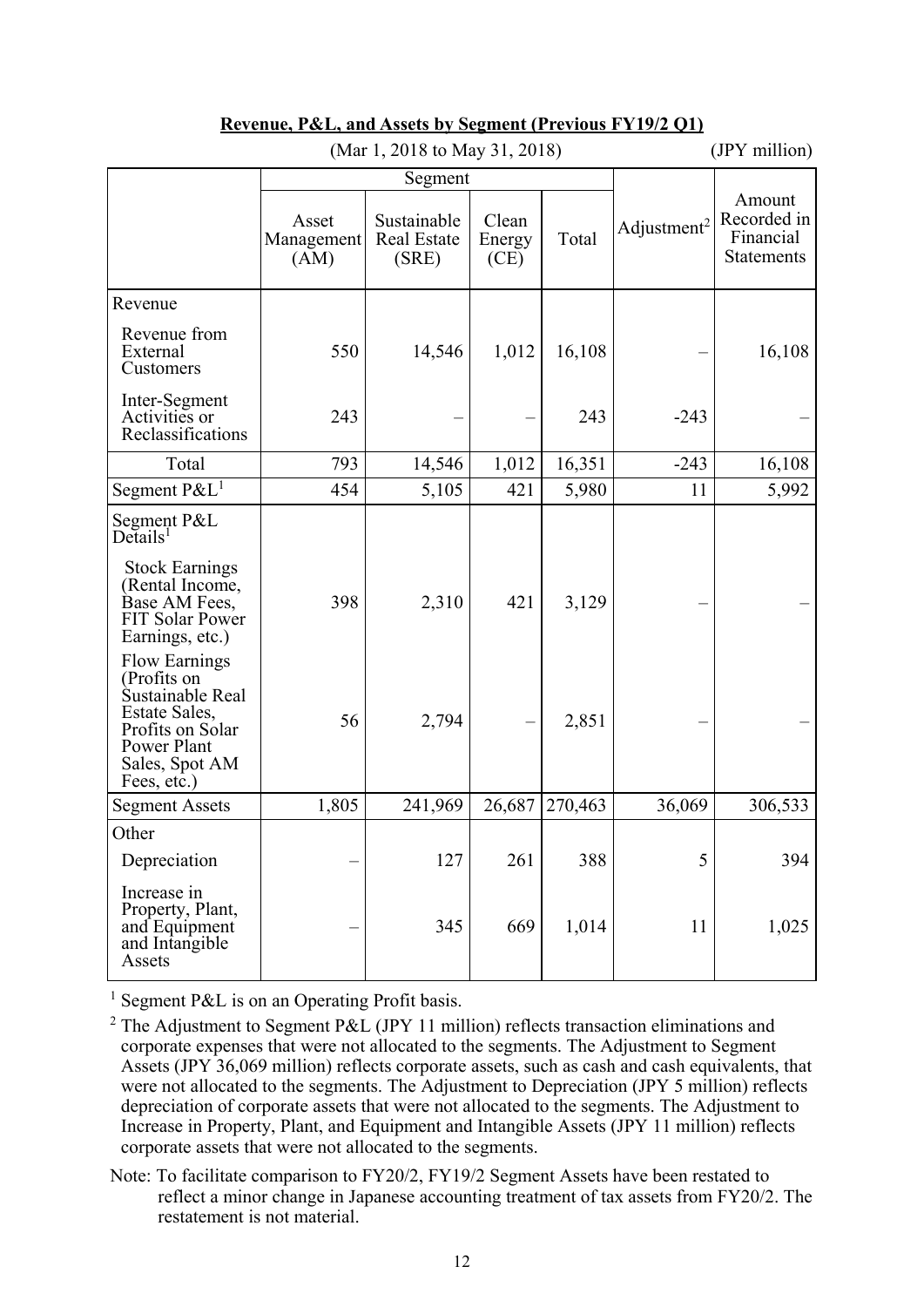**Revenue, P&L, and Assets by Segment (Previous FY19/2 Q1)**

(Mar 1, 2018 to May 31, 2018) (JPY million)

| | Segment | | | | Adjustment[2] | Amount Recorded in Financial Statements |
|---|---|---|---|---|---|---|
| | Asset Management (AM) | Sustainable Real Estate (SRE) | Clean Energy (CE) | Total | | |
| Revenue | | | | | | |
| Revenue from External Customers | 550 | 14,546 | 1,012 | 16,108 | – | 16,108 |
| Inter-Segment Activities or Reclassifications | 243 | – | – | 243 | -243 | – |
| Total | 793 | 14,546 | 1,012 | 16,351 | -243 | 16,108 |
| Segment P&L[1] | 454 | 5,105 | 421 | 5,980 | 11 | 5,992 |
| Segment P&L Details[1] | | | | | | |
| Stock Earnings (Rental Income, Base AM Fees, FIT Solar Power Earnings, etc.) | 398 | 2,310 | 421 | 3,129 | – | – |
| Flow Earnings (Profits on Sustainable Real Estate Sales, Profits on Solar Power Plant Sales, Spot AM Fees, etc.) | 56 | 2,794 | – | 2,851 | – | – |
| Segment Assets | 1,805 | 241,969 | 26,687 | 270,463 | 36,069 | 306,533 |
| Other | | | | | | |
| Depreciation | – | 127 | 261 | 388 | 5 | 394 |
| Increase in Property, Plant, and Equipment and Intangible Assets | – | 345 | 669 | 1,014 | 11 | 1,025 |

[1] Segment P&L is on an Operating Profit basis.

[2] The Adjustment to Segment P&L (JPY 11 million) reflects transaction eliminations and corporate expenses that were not allocated to the segments. The Adjustment to Segment Assets (JPY 36,069 million) reflects corporate assets, such as cash and cash equivalents, that were not allocated to the segments. The Adjustment to Depreciation (JPY 5 million) reflects depreciation of corporate assets that were not allocated to the segments. The Adjustment to Increase in Property, Plant, and Equipment and Intangible Assets (JPY 11 million) reflects corporate assets that were not allocated to the segments.

Note: To facilitate comparison to FY20/2, FY19/2 Segment Assets have been restated to reflect a minor change in Japanese accounting treatment of tax assets from FY20/2. The restatement is not material.